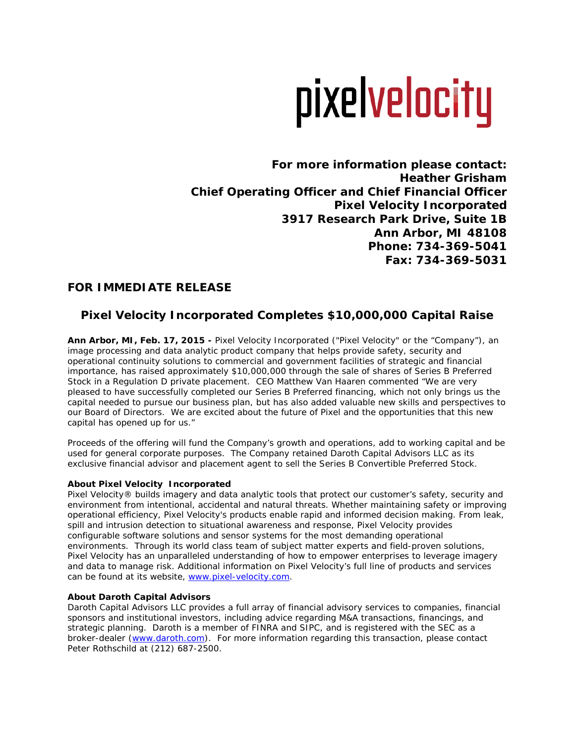pixelvelocity

**For more information please contact:**
**Heather Grisham**
**Chief Operating Officer and Chief Financial Officer**
**Pixel Velocity Incorporated**
**3917 Research Park Drive, Suite 1B**
**Ann Arbor, MI 48108**
**Phone: 734-369-5041**
**Fax: 734-369-5031**

## FOR IMMEDIATE RELEASE

# Pixel Velocity Incorporated Completes $10,000,000 Capital Raise

**Ann Arbor, MI, Feb. 17, 2015 -** Pixel Velocity Incorporated ("Pixel Velocity" or the "Company"), an image processing and data analytic product company that helps provide safety, security and operational continuity solutions to commercial and government facilities of strategic and financial importance, has raised approximately $10,000,000 through the sale of shares of Series B Preferred Stock in a Regulation D private placement. CEO Matthew Van Haaren commented "We are very pleased to have successfully completed our Series B Preferred financing, which not only brings us the capital needed to pursue our business plan, but has also added valuable new skills and perspectives to our Board of Directors. We are excited about the future of Pixel and the opportunities that this new capital has opened up for us."

Proceeds of the offering will fund the Company's growth and operations, add to working capital and be used for general corporate purposes. The Company retained Daroth Capital Advisors LLC as its exclusive financial advisor and placement agent to sell the Series B Convertible Preferred Stock.

**About Pixel Velocity Incorporated**
Pixel Velocity® builds imagery and data analytic tools that protect our customer's safety, security and environment from intentional, accidental and natural threats. Whether maintaining safety or improving operational efficiency, Pixel Velocity's products enable rapid and informed decision making. From leak, spill and intrusion detection to situational awareness and response, Pixel Velocity provides configurable software solutions and sensor systems for the most demanding operational environments. Through its world class team of subject matter experts and field-proven solutions, Pixel Velocity has an unparalleled understanding of how to empower enterprises to leverage imagery and data to manage risk. Additional information on Pixel Velocity's full line of products and services can be found at its website, www.pixel-velocity.com.

**About Daroth Capital Advisors**
Daroth Capital Advisors LLC provides a full array of financial advisory services to companies, financial sponsors and institutional investors, including advice regarding M&A transactions, financings, and strategic planning. Daroth is a member of FINRA and SIPC, and is registered with the SEC as a broker-dealer (www.daroth.com). For more information regarding this transaction, please contact Peter Rothschild at (212) 687-2500.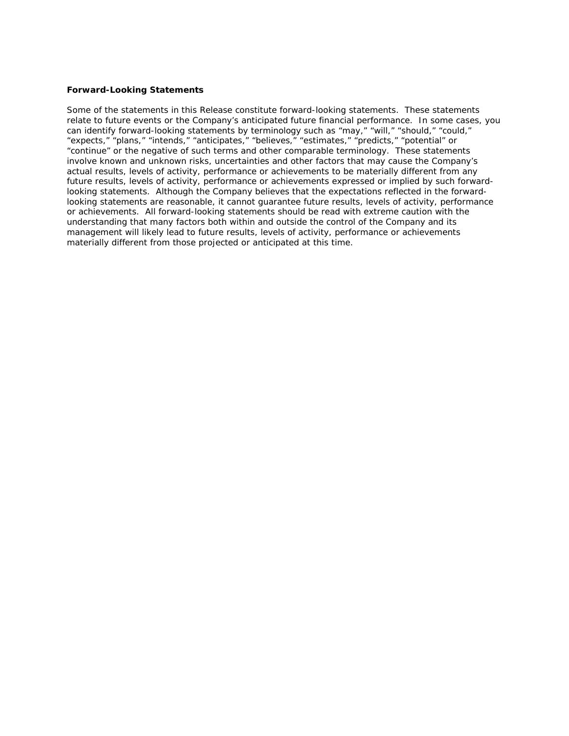**Forward-Looking Statements**

Some of the statements in this Release constitute forward-looking statements. These statements relate to future events or the Company's anticipated future financial performance. In some cases, you can identify forward-looking statements by terminology such as "may," "will," "should," "could," "expects," "plans," "intends," "anticipates," "believes," "estimates," "predicts," "potential" or "continue" or the negative of such terms and other comparable terminology. These statements involve known and unknown risks, uncertainties and other factors that may cause the Company's actual results, levels of activity, performance or achievements to be materially different from any future results, levels of activity, performance or achievements expressed or implied by such forward-looking statements. Although the Company believes that the expectations reflected in the forward-looking statements are reasonable, it cannot guarantee future results, levels of activity, performance or achievements. All forward-looking statements should be read with extreme caution with the understanding that many factors both within and outside the control of the Company and its management will likely lead to future results, levels of activity, performance or achievements materially different from those projected or anticipated at this time.